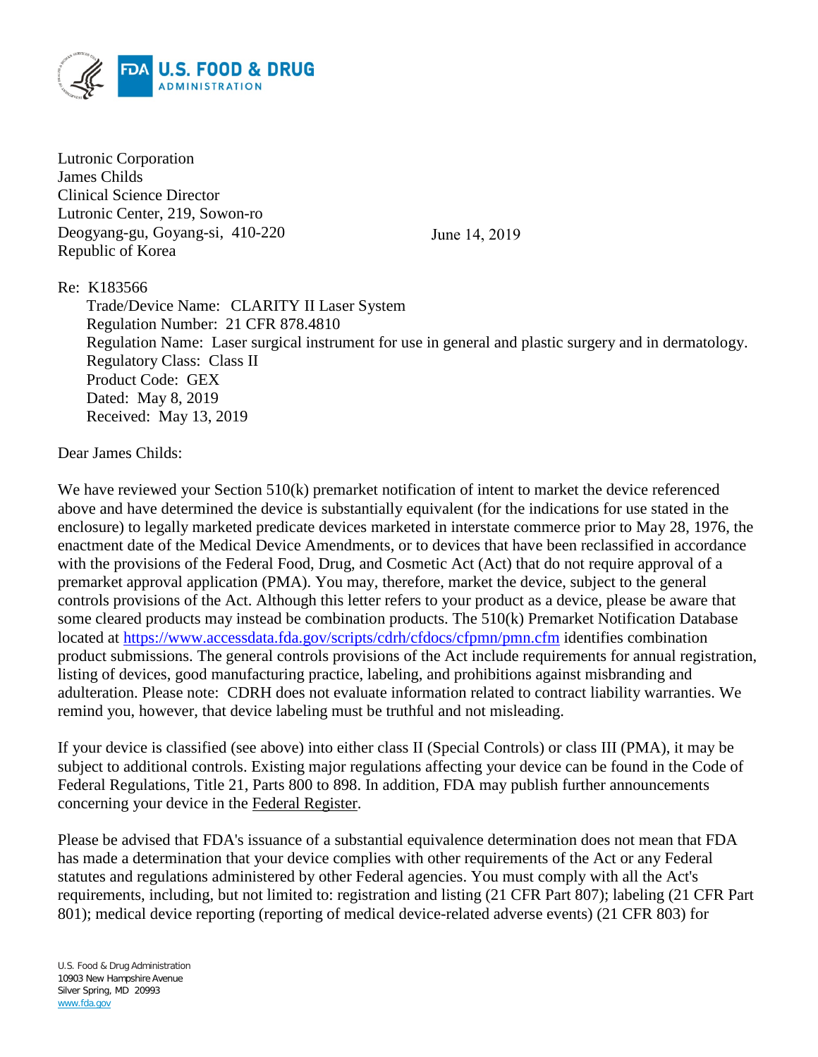Lutronic Corporation
James Childs
Clinical Science Director
Lutronic Center, 219, Sowon-ro
Deogyang-gu, Goyang-si, 410-220
Republic of Korea

June 14, 2019

Re: K183566

Trade/Device Name: CLARITY II Laser System
Regulation Number: 21 CFR 878.4810
Regulation Name: Laser surgical instrument for use in general and plastic surgery and in dermatology.
Regulatory Class: Class II
Product Code: GEX
Dated: May 8, 2019
Received: May 13, 2019

Dear James Childs:

We have reviewed your Section 510(k) premarket notification of intent to market the device referenced above and have determined the device is substantially equivalent (for the indications for use stated in the enclosure) to legally marketed predicate devices marketed in interstate commerce prior to May 28, 1976, the enactment date of the Medical Device Amendments, or to devices that have been reclassified in accordance with the provisions of the Federal Food, Drug, and Cosmetic Act (Act) that do not require approval of a premarket approval application (PMA). You may, therefore, market the device, subject to the general controls provisions of the Act. Although this letter refers to your product as a device, please be aware that some cleared products may instead be combination products. The 510(k) Premarket Notification Database located at https://www.accessdata.fda.gov/scripts/cdrh/cfdocs/cfpmn/pmn.cfm identifies combination product submissions. The general controls provisions of the Act include requirements for annual registration, listing of devices, good manufacturing practice, labeling, and prohibitions against misbranding and adulteration. Please note: CDRH does not evaluate information related to contract liability warranties. We remind you, however, that device labeling must be truthful and not misleading.

If your device is classified (see above) into either class II (Special Controls) or class III (PMA), it may be subject to additional controls. Existing major regulations affecting your device can be found in the Code of Federal Regulations, Title 21, Parts 800 to 898. In addition, FDA may publish further announcements concerning your device in the Federal Register.

Please be advised that FDA's issuance of a substantial equivalence determination does not mean that FDA has made a determination that your device complies with other requirements of the Act or any Federal statutes and regulations administered by other Federal agencies. You must comply with all the Act's requirements, including, but not limited to: registration and listing (21 CFR Part 807); labeling (21 CFR Part 801); medical device reporting (reporting of medical device-related adverse events) (21 CFR 803) for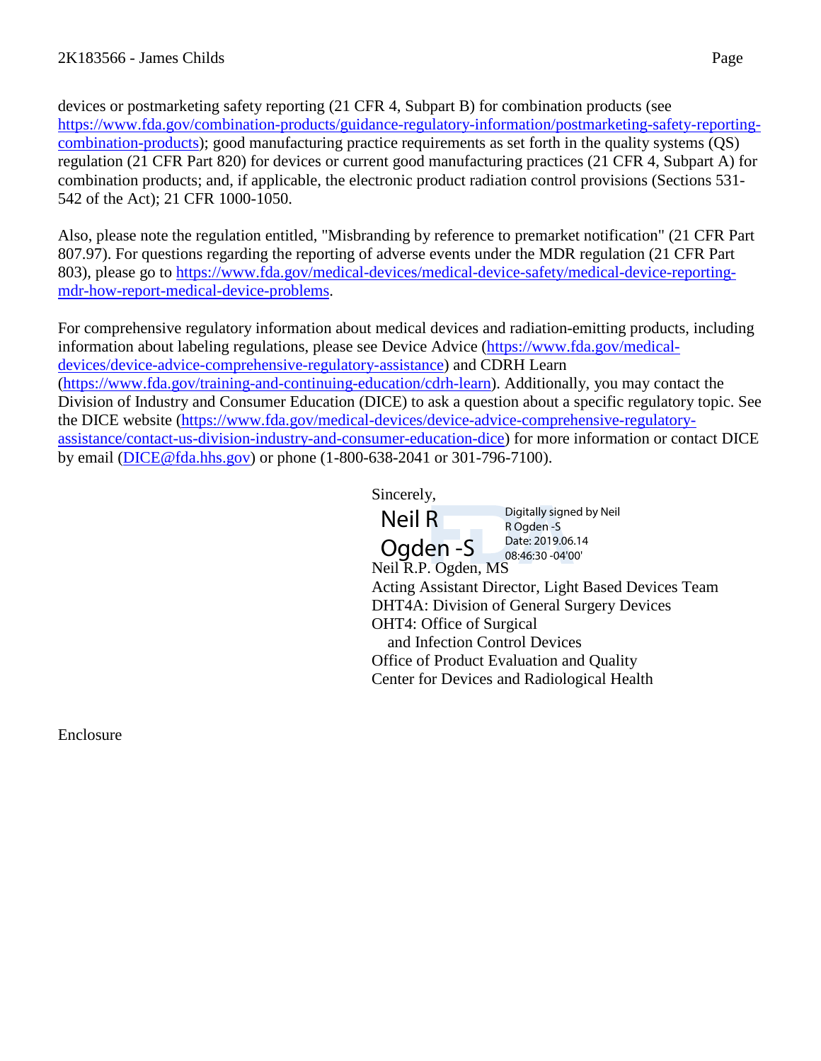devices or postmarketing safety reporting (21 CFR 4, Subpart B) for combination products (see https://www.fda.gov/combination-products/guidance-regulatory-information/postmarketing-safety-reporting-combination-products); good manufacturing practice requirements as set forth in the quality systems (QS) regulation (21 CFR Part 820) for devices or current good manufacturing practices (21 CFR 4, Subpart A) for combination products; and, if applicable, the electronic product radiation control provisions (Sections 531-542 of the Act); 21 CFR 1000-1050.

Also, please note the regulation entitled, "Misbranding by reference to premarket notification" (21 CFR Part 807.97). For questions regarding the reporting of adverse events under the MDR regulation (21 CFR Part 803), please go to https://www.fda.gov/medical-devices/medical-device-safety/medical-device-reporting-mdr-how-report-medical-device-problems.

For comprehensive regulatory information about medical devices and radiation-emitting products, including information about labeling regulations, please see Device Advice (https://www.fda.gov/medical-devices/device-advice-comprehensive-regulatory-assistance) and CDRH Learn (https://www.fda.gov/training-and-continuing-education/cdrh-learn). Additionally, you may contact the Division of Industry and Consumer Education (DICE) to ask a question about a specific regulatory topic. See the DICE website (https://www.fda.gov/medical-devices/device-advice-comprehensive-regulatory-assistance/contact-us-division-industry-and-consumer-education-dice) for more information or contact DICE by email (DICE@fda.hhs.gov) or phone (1-800-638-2041 or 301-796-7100).

Sincerely,

Neil R Ogden -S
Digitally signed by Neil R Ogden -S
Date: 2019.06.14 08:46:30 -04'00'

Neil R.P. Ogden, MS
Acting Assistant Director, Light Based Devices Team
DHT4A: Division of General Surgery Devices
OHT4: Office of Surgical
and Infection Control Devices
Office of Product Evaluation and Quality
Center for Devices and Radiological Health

Enclosure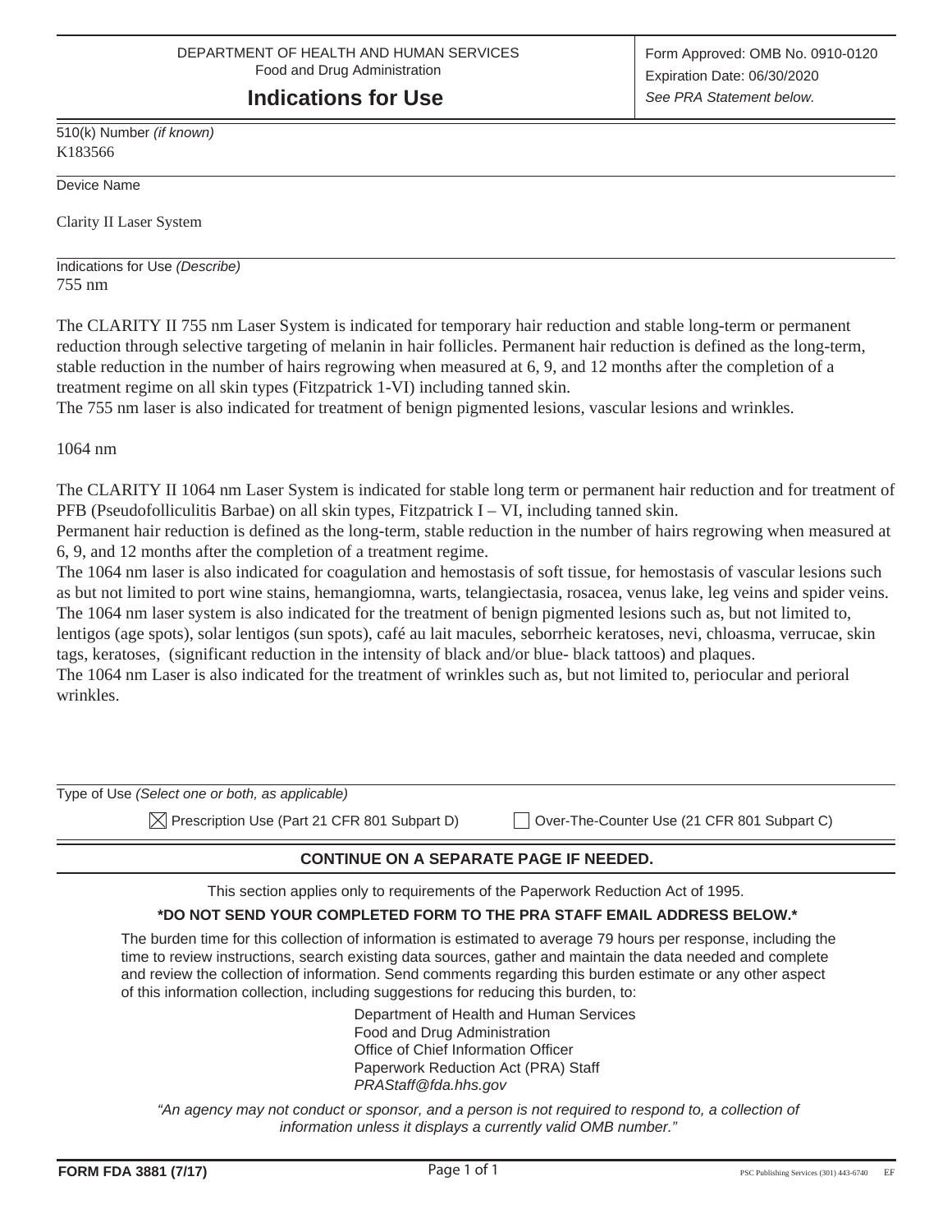DEPARTMENT OF HEALTH AND HUMAN SERVICES
Food and Drug Administration

# Indications for Use

Form Approved: OMB No. 0910-0120
Expiration Date: 06/30/2020
*See PRA Statement below.*

510(k) Number *(if known)*
K183566

Device Name

Clarity II Laser System

Indications for Use *(Describe)*
755 nm

The CLARITY II 755 nm Laser System is indicated for temporary hair reduction and stable long-term or permanent reduction through selective targeting of melanin in hair follicles. Permanent hair reduction is defined as the long-term, stable reduction in the number of hairs regrowing when measured at 6, 9, and 12 months after the completion of a treatment regime on all skin types (Fitzpatrick 1-VI) including tanned skin.
The 755 nm laser is also indicated for treatment of benign pigmented lesions, vascular lesions and wrinkles.

1064 nm

The CLARITY II 1064 nm Laser System is indicated for stable long term or permanent hair reduction and for treatment of PFB (Pseudofolliculitis Barbae) on all skin types, Fitzpatrick I – VI, including tanned skin.
Permanent hair reduction is defined as the long-term, stable reduction in the number of hairs regrowing when measured at 6, 9, and 12 months after the completion of a treatment regime.
The 1064 nm laser is also indicated for coagulation and hemostasis of soft tissue, for hemostasis of vascular lesions such as but not limited to port wine stains, hemangiomna, warts, telangiectasia, rosacea, venus lake, leg veins and spider veins.
The 1064 nm laser system is also indicated for the treatment of benign pigmented lesions such as, but not limited to, lentigos (age spots), solar lentigos (sun spots), café au lait macules, seborrheic keratoses, nevi, chloasma, verrucae, skin tags, keratoses, (significant reduction in the intensity of black and/or blue- black tattoos) and plaques.
The 1064 nm Laser is also indicated for the treatment of wrinkles such as, but not limited to, periocular and perioral wrinkles.

Type of Use *(Select one or both, as applicable)*

☒ Prescription Use (Part 21 CFR 801 Subpart D) ☐ Over-The-Counter Use (21 CFR 801 Subpart C)

**CONTINUE ON A SEPARATE PAGE IF NEEDED.**

This section applies only to requirements of the Paperwork Reduction Act of 1995.

**\*DO NOT SEND YOUR COMPLETED FORM TO THE PRA STAFF EMAIL ADDRESS BELOW.\***

The burden time for this collection of information is estimated to average 79 hours per response, including the time to review instructions, search existing data sources, gather and maintain the data needed and complete and review the collection of information. Send comments regarding this burden estimate or any other aspect of this information collection, including suggestions for reducing this burden, to:

Department of Health and Human Services
Food and Drug Administration
Office of Chief Information Officer
Paperwork Reduction Act (PRA) Staff
*PRAStaff@fda.hhs.gov*

*"An agency may not conduct or sponsor, and a person is not required to respond to, a collection of information unless it displays a currently valid OMB number."*

**FORM FDA 3881 (7/17)** PSC Publishing Services (301) 443-6740 EF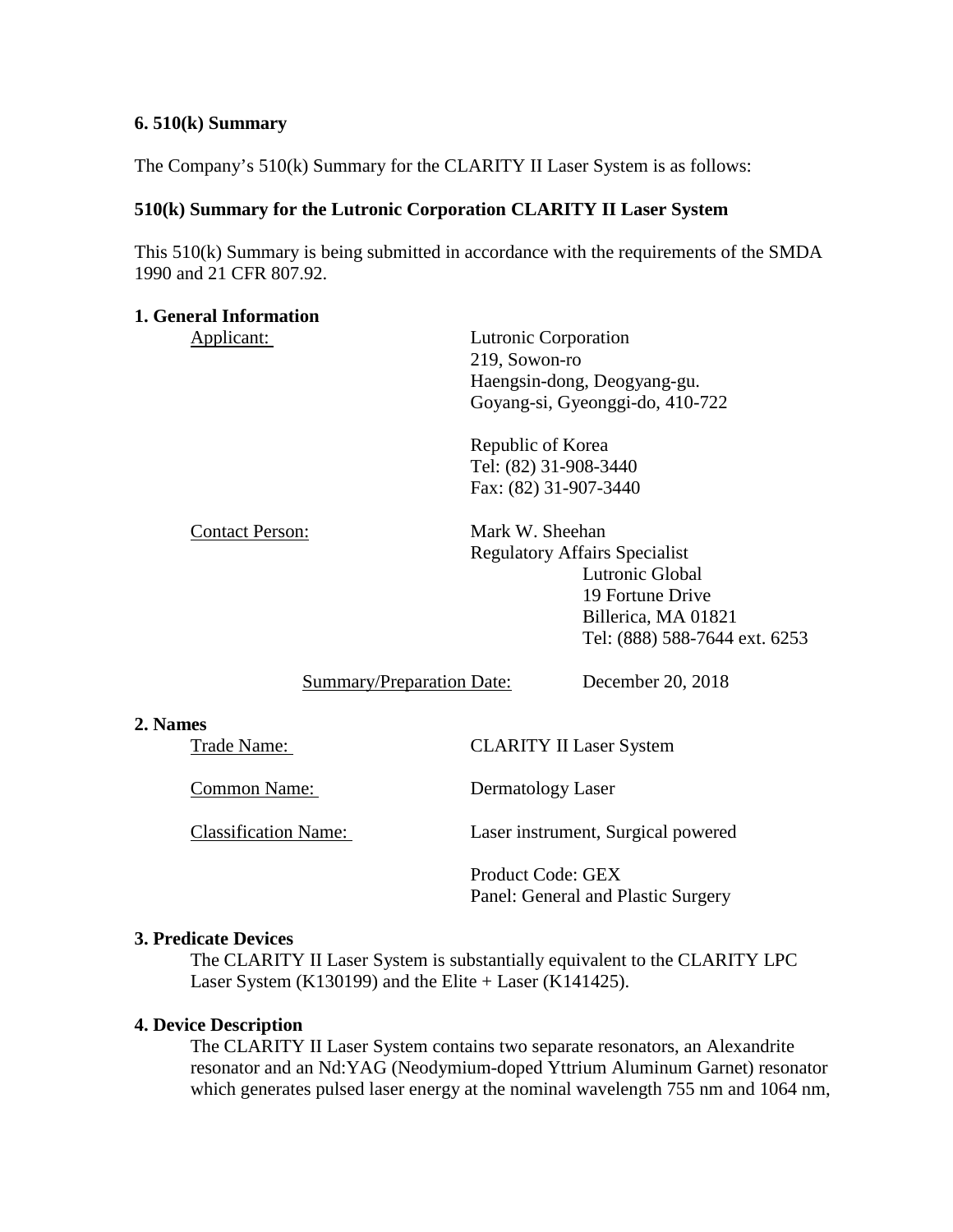**6. 510(k) Summary**

The Company's 510(k) Summary for the CLARITY II Laser System is as follows:

**510(k) Summary for the Lutronic Corporation CLARITY II Laser System**

This 510(k) Summary is being submitted in accordance with the requirements of the SMDA 1990 and 21 CFR 807.92.

**1. General Information**

Applicant:
Lutronic Corporation
219, Sowon-ro
Haengsin-dong, Deogyang-gu.
Goyang-si, Gyeonggi-do, 410-722

Republic of Korea
Tel: (82) 31-908-3440
Fax: (82) 31-907-3440

Contact Person:
Mark W. Sheehan
Regulatory Affairs Specialist
Lutronic Global
19 Fortune Drive
Billerica, MA 01821
Tel: (888) 588-7644 ext. 6253

Summary/Preparation Date: December 20, 2018

**2. Names**

Trade Name: CLARITY II Laser System

Common Name: Dermatology Laser

Classification Name: Laser instrument, Surgical powered

Product Code: GEX
Panel: General and Plastic Surgery

**3. Predicate Devices**

The CLARITY II Laser System is substantially equivalent to the CLARITY LPC Laser System (K130199) and the Elite + Laser (K141425).

**4. Device Description**

The CLARITY II Laser System contains two separate resonators, an Alexandrite resonator and an Nd:YAG (Neodymium-doped Yttrium Aluminum Garnet) resonator which generates pulsed laser energy at the nominal wavelength 755 nm and 1064 nm,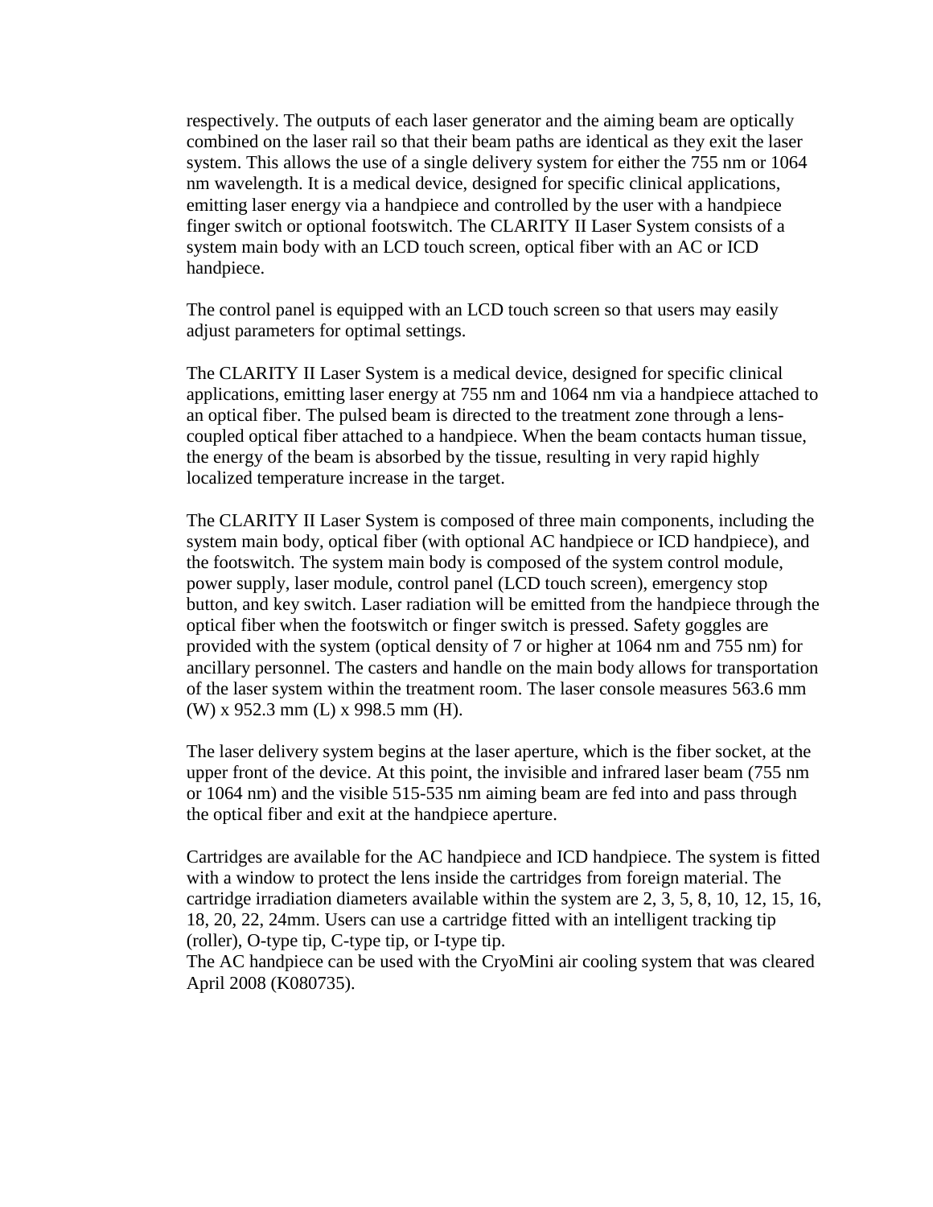respectively. The outputs of each laser generator and the aiming beam are optically combined on the laser rail so that their beam paths are identical as they exit the laser system. This allows the use of a single delivery system for either the 755 nm or 1064 nm wavelength. It is a medical device, designed for specific clinical applications, emitting laser energy via a handpiece and controlled by the user with a handpiece finger switch or optional footswitch. The CLARITY II Laser System consists of a system main body with an LCD touch screen, optical fiber with an AC or ICD handpiece.

The control panel is equipped with an LCD touch screen so that users may easily adjust parameters for optimal settings.

The CLARITY II Laser System is a medical device, designed for specific clinical applications, emitting laser energy at 755 nm and 1064 nm via a handpiece attached to an optical fiber. The pulsed beam is directed to the treatment zone through a lens-coupled optical fiber attached to a handpiece. When the beam contacts human tissue, the energy of the beam is absorbed by the tissue, resulting in very rapid highly localized temperature increase in the target.

The CLARITY II Laser System is composed of three main components, including the system main body, optical fiber (with optional AC handpiece or ICD handpiece), and the footswitch. The system main body is composed of the system control module, power supply, laser module, control panel (LCD touch screen), emergency stop button, and key switch. Laser radiation will be emitted from the handpiece through the optical fiber when the footswitch or finger switch is pressed. Safety goggles are provided with the system (optical density of 7 or higher at 1064 nm and 755 nm) for ancillary personnel. The casters and handle on the main body allows for transportation of the laser system within the treatment room. The laser console measures 563.6 mm (W) x 952.3 mm (L) x 998.5 mm (H).

The laser delivery system begins at the laser aperture, which is the fiber socket, at the upper front of the device. At this point, the invisible and infrared laser beam (755 nm or 1064 nm) and the visible 515-535 nm aiming beam are fed into and pass through the optical fiber and exit at the handpiece aperture.

Cartridges are available for the AC handpiece and ICD handpiece. The system is fitted with a window to protect the lens inside the cartridges from foreign material. The cartridge irradiation diameters available within the system are 2, 3, 5, 8, 10, 12, 15, 16, 18, 20, 22, 24mm. Users can use a cartridge fitted with an intelligent tracking tip (roller), O-type tip, C-type tip, or I-type tip.
The AC handpiece can be used with the CryoMini air cooling system that was cleared April 2008 (K080735).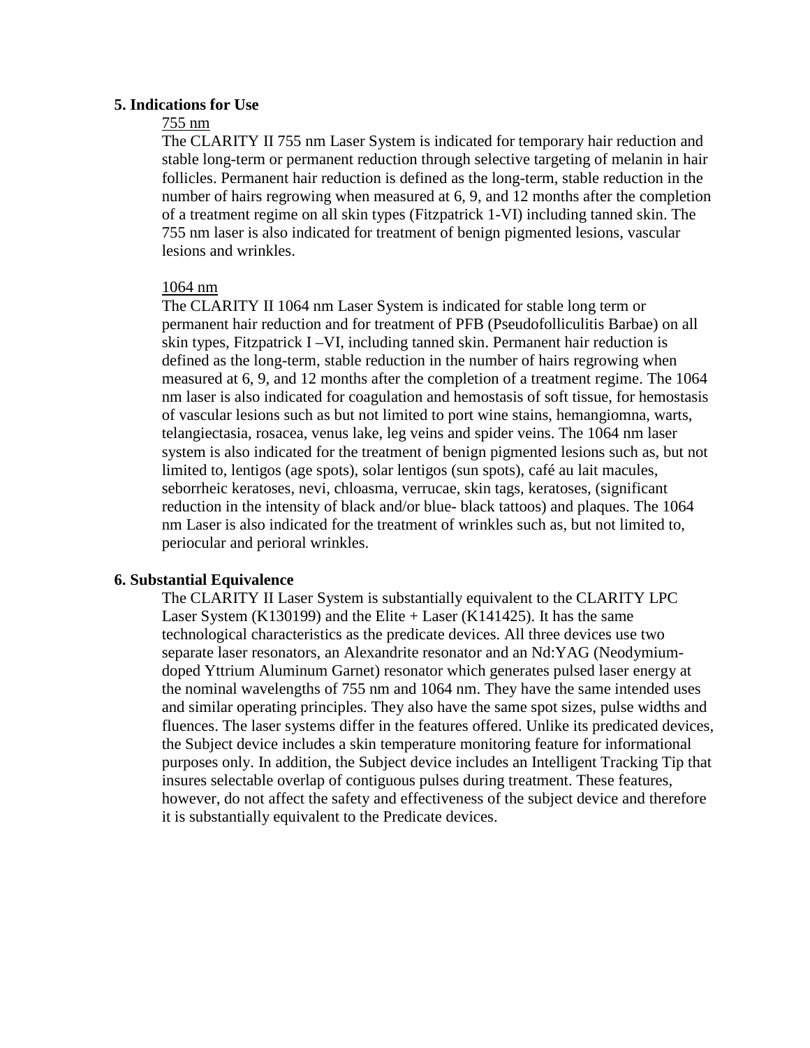**5. Indications for Use**

755 nm

The CLARITY II 755 nm Laser System is indicated for temporary hair reduction and stable long-term or permanent reduction through selective targeting of melanin in hair follicles. Permanent hair reduction is defined as the long-term, stable reduction in the number of hairs regrowing when measured at 6, 9, and 12 months after the completion of a treatment regime on all skin types (Fitzpatrick 1-VI) including tanned skin. The 755 nm laser is also indicated for treatment of benign pigmented lesions, vascular lesions and wrinkles.

1064 nm

The CLARITY II 1064 nm Laser System is indicated for stable long term or permanent hair reduction and for treatment of PFB (Pseudofolliculitis Barbae) on all skin types, Fitzpatrick I –VI, including tanned skin. Permanent hair reduction is defined as the long-term, stable reduction in the number of hairs regrowing when measured at 6, 9, and 12 months after the completion of a treatment regime. The 1064 nm laser is also indicated for coagulation and hemostasis of soft tissue, for hemostasis of vascular lesions such as but not limited to port wine stains, hemangiomna, warts, telangiectasia, rosacea, venus lake, leg veins and spider veins. The 1064 nm laser system is also indicated for the treatment of benign pigmented lesions such as, but not limited to, lentigos (age spots), solar lentigos (sun spots), café au lait macules, seborrheic keratoses, nevi, chloasma, verrucae, skin tags, keratoses, (significant reduction in the intensity of black and/or blue- black tattoos) and plaques. The 1064 nm Laser is also indicated for the treatment of wrinkles such as, but not limited to, periocular and perioral wrinkles.

**6. Substantial Equivalence**

The CLARITY II Laser System is substantially equivalent to the CLARITY LPC Laser System (K130199) and the Elite + Laser (K141425). It has the same technological characteristics as the predicate devices. All three devices use two separate laser resonators, an Alexandrite resonator and an Nd:YAG (Neodymium-doped Yttrium Aluminum Garnet) resonator which generates pulsed laser energy at the nominal wavelengths of 755 nm and 1064 nm. They have the same intended uses and similar operating principles. They also have the same spot sizes, pulse widths and fluences. The laser systems differ in the features offered. Unlike its predicated devices, the Subject device includes a skin temperature monitoring feature for informational purposes only. In addition, the Subject device includes an Intelligent Tracking Tip that insures selectable overlap of contiguous pulses during treatment. These features, however, do not affect the safety and effectiveness of the subject device and therefore it is substantially equivalent to the Predicate devices.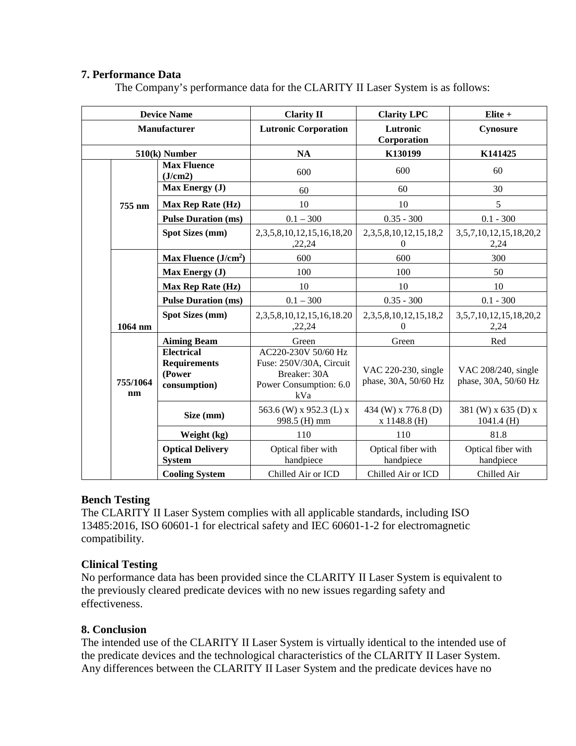## 7. Performance Data

The Company's performance data for the CLARITY II Laser System is as follows:

| Device Name | | | Clarity II | Clarity LPC | Elite + |
|---|---|---|---|---|---|
| Manufacturer | | | Lutronic Corporation | Lutronic Corporation | Cynosure |
| 510(k) Number | | | NA | K130199 | K141425 |
| | 755 nm | Max Fluence (J/cm2) | 600 | 600 | 60 |
| | | Max Energy (J) | 60 | 60 | 30 |
| | | Max Rep Rate (Hz) | 10 | 10 | 5 |
| | | Pulse Duration (ms) | 0.1 – 300 | 0.35 - 300 | 0.1 - 300 |
| | | Spot Sizes (mm) | 2,3,5,8,10,12,15,16,18,20,22,24 | 2,3,5,8,10,12,15,18,20 | 3,5,7,10,12,15,18,20,22,24 |
| | 1064 nm | Max Fluence ($J/cm^2$) | 600 | 600 | 300 |
| | | Max Energy (J) | 100 | 100 | 50 |
| | | Max Rep Rate (Hz) | 10 | 10 | 10 |
| | | Pulse Duration (ms) | 0.1 – 300 | 0.35 - 300 | 0.1 - 300 |
| | | Spot Sizes (mm) | 2,3,5,8,10,12,15,16,18.20,22,24 | 2,3,5,8,10,12,15,18,20 | 3,5,7,10,12,15,18,20,22,24 |
| | 755/1064 nm | Aiming Beam | Green | Green | Red |
| | | Electrical Requirements (Power consumption) | AC220-230V 50/60 Hz Fuse: 250V/30A, Circuit Breaker: 30A Power Consumption: 6.0 kVa | VAC 220-230, single phase, 30A, 50/60 Hz | VAC 208/240, single phase, 30A, 50/60 Hz |
| | | Size (mm) | 563.6 (W) x 952.3 (L) x 998.5 (H) mm | 434 (W) x 776.8 (D) x 1148.8 (H) | 381 (W) x 635 (D) x 1041.4 (H) |
| | | Weight (kg) | 110 | 110 | 81.8 |
| | | Optical Delivery System | Optical fiber with handpiece | Optical fiber with handpiece | Optical fiber with handpiece |
| | | Cooling System | Chilled Air or ICD | Chilled Air or ICD | Chilled Air |

### Bench Testing

The CLARITY II Laser System complies with all applicable standards, including ISO 13485:2016, ISO 60601-1 for electrical safety and IEC 60601-1-2 for electromagnetic compatibility.

### Clinical Testing

No performance data has been provided since the CLARITY II Laser System is equivalent to the previously cleared predicate devices with no new issues regarding safety and effectiveness.

## 8. Conclusion

The intended use of the CLARITY II Laser System is virtually identical to the intended use of the predicate devices and the technological characteristics of the CLARITY II Laser System. Any differences between the CLARITY II Laser System and the predicate devices have no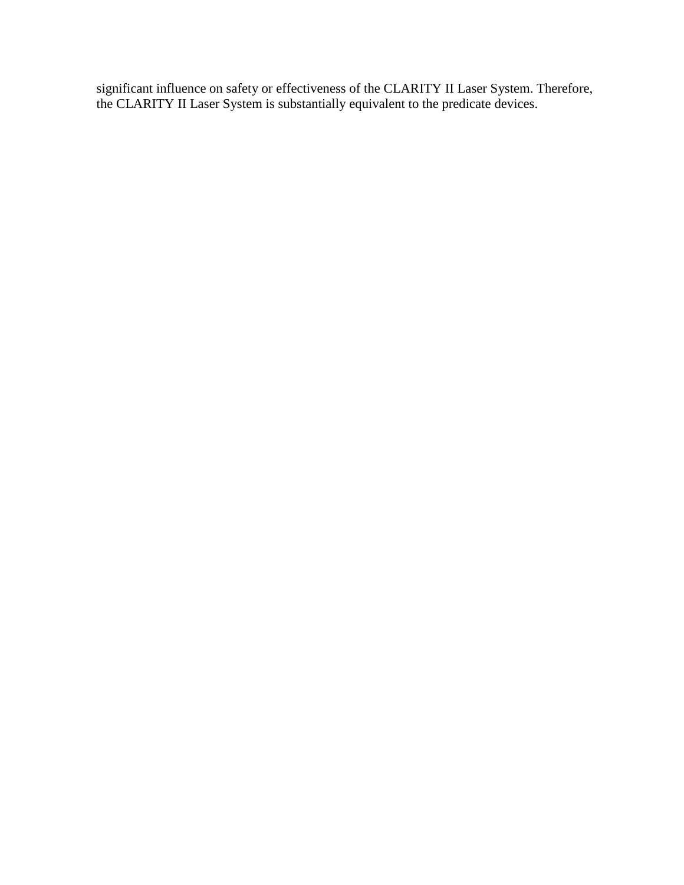significant influence on safety or effectiveness of the CLARITY II Laser System. Therefore, the CLARITY II Laser System is substantially equivalent to the predicate devices.